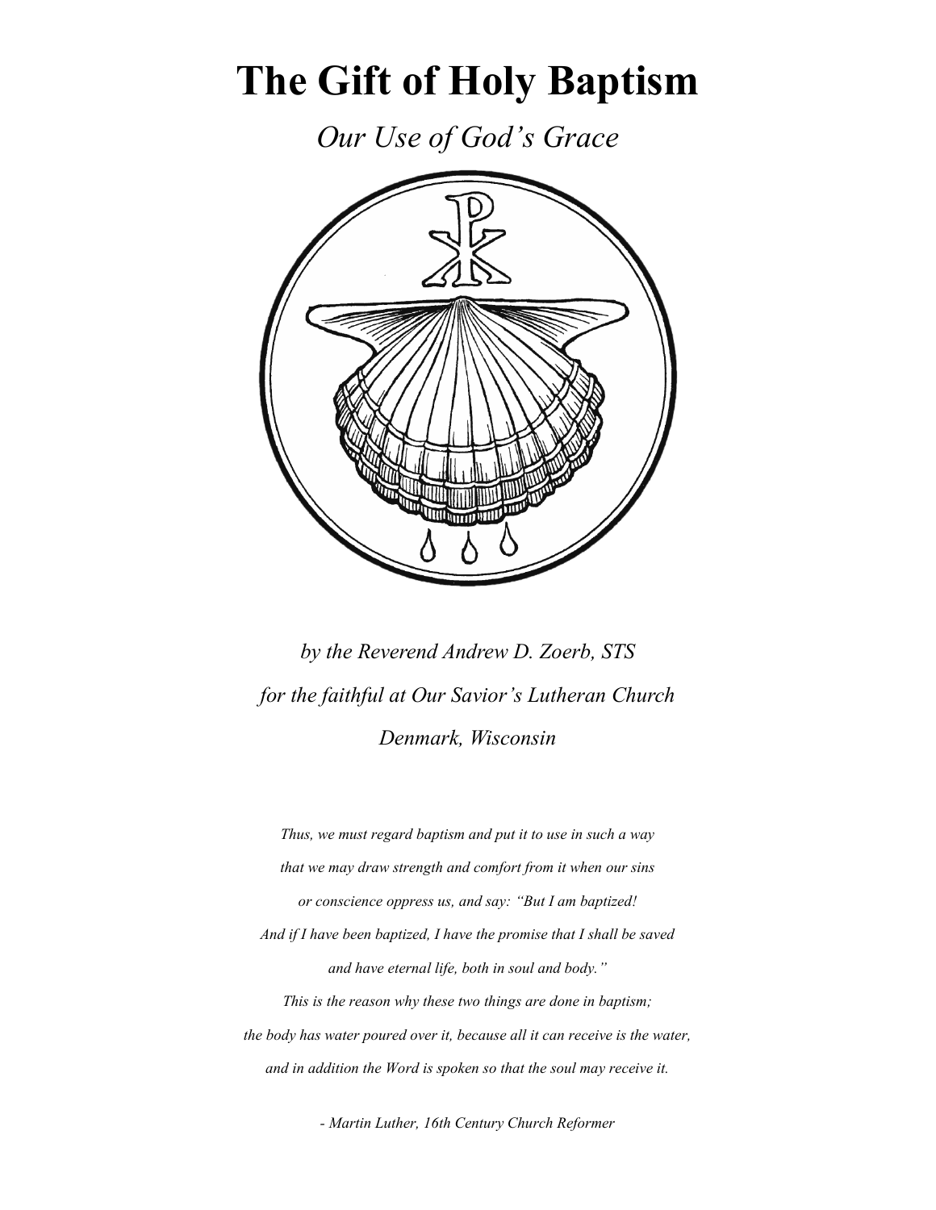# The Gift of Holy Baptism

*Our Use of God's Grace*

*by the Reverend Andrew D. Zoerb, STS*

*for the faithful at Our Savior's Lutheran Church*

*Denmark, Wisconsin*

*Thus, we must regard baptism and put it to use in such a way that we may draw strength and comfort from it when our sins or conscience oppress us, and say: "But I am baptized! And if I have been baptized, I have the promise that I shall be saved and have eternal life, both in soul and body." This is the reason why these two things are done in baptism; the body has water poured over it, because all it can receive is the water, and in addition the Word is spoken so that the soul may receive it.*

*- Martin Luther, 16th Century Church Reformer*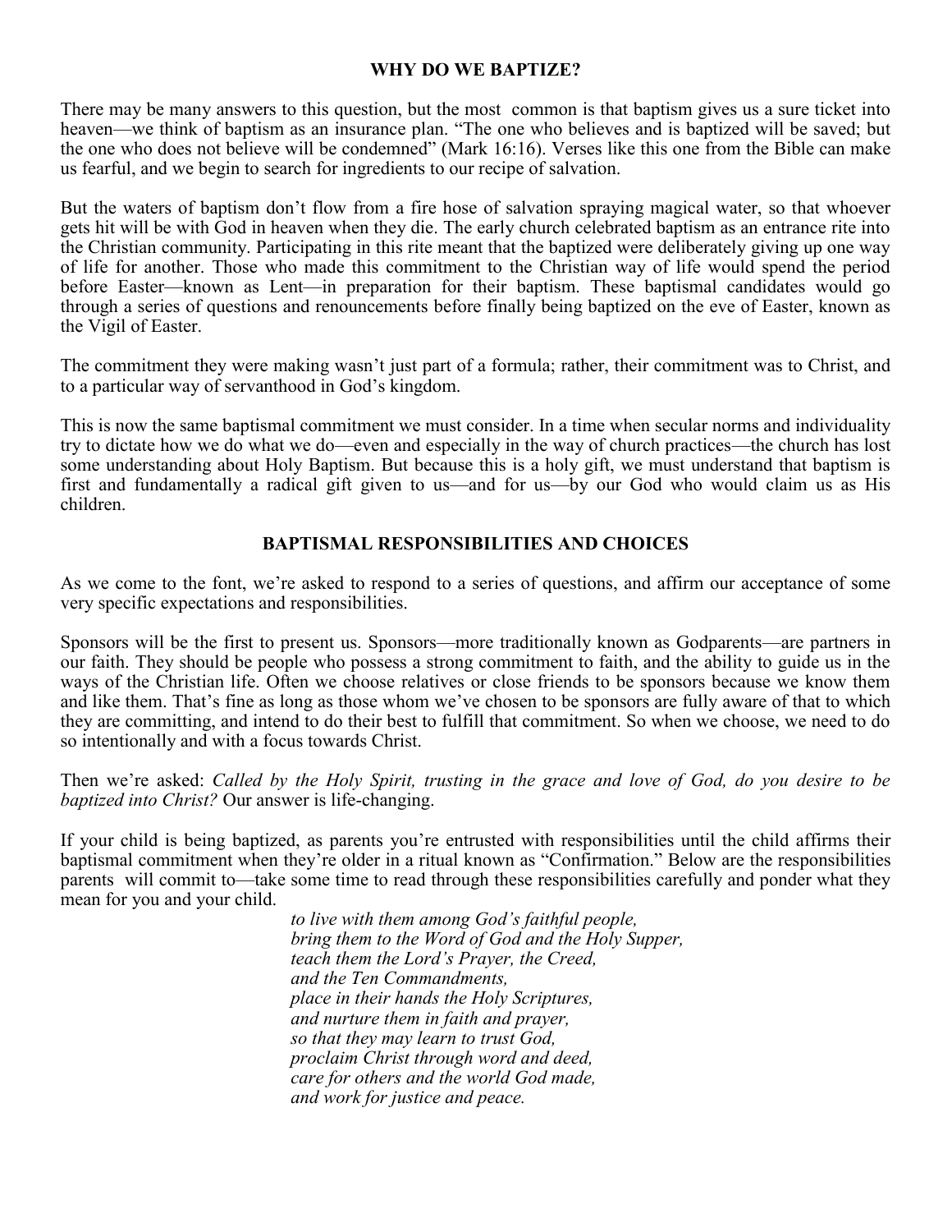## WHY DO WE BAPTIZE?

There may be many answers to this question, but the most common is that baptism gives us a sure ticket into heaven—we think of baptism as an insurance plan. "The one who believes and is baptized will be saved; but the one who does not believe will be condemned" (Mark 16:16). Verses like this one from the Bible can make us fearful, and we begin to search for ingredients to our recipe of salvation.

But the waters of baptism don't flow from a fire hose of salvation spraying magical water, so that whoever gets hit will be with God in heaven when they die. The early church celebrated baptism as an entrance rite into the Christian community. Participating in this rite meant that the baptized were deliberately giving up one way of life for another. Those who made this commitment to the Christian way of life would spend the period before Easter—known as Lent—in preparation for their baptism. These baptismal candidates would go through a series of questions and renouncements before finally being baptized on the eve of Easter, known as the Vigil of Easter.

The commitment they were making wasn't just part of a formula; rather, their commitment was to Christ, and to a particular way of servanthood in God's kingdom.

This is now the same baptismal commitment we must consider. In a time when secular norms and individuality try to dictate how we do what we do—even and especially in the way of church practices—the church has lost some understanding about Holy Baptism. But because this is a holy gift, we must understand that baptism is first and fundamentally a radical gift given to us—and for us—by our God who would claim us as His children.

## BAPTISMAL RESPONSIBILITIES AND CHOICES

As we come to the font, we're asked to respond to a series of questions, and affirm our acceptance of some very specific expectations and responsibilities.

Sponsors will be the first to present us. Sponsors—more traditionally known as Godparents—are partners in our faith. They should be people who possess a strong commitment to faith, and the ability to guide us in the ways of the Christian life. Often we choose relatives or close friends to be sponsors because we know them and like them. That's fine as long as those whom we've chosen to be sponsors are fully aware of that to which they are committing, and intend to do their best to fulfill that commitment. So when we choose, we need to do so intentionally and with a focus towards Christ.

Then we're asked: *Called by the Holy Spirit, trusting in the grace and love of God, do you desire to be baptized into Christ?* Our answer is life-changing.

If your child is being baptized, as parents you're entrusted with responsibilities until the child affirms their baptismal commitment when they're older in a ritual known as "Confirmation." Below are the responsibilities parents will commit to—take some time to read through these responsibilities carefully and ponder what they mean for you and your child.

*to live with them among God's faithful people,*
*bring them to the Word of God and the Holy Supper,*
*teach them the Lord's Prayer, the Creed,*
*and the Ten Commandments,*
*place in their hands the Holy Scriptures,*
*and nurture them in faith and prayer,*
*so that they may learn to trust God,*
*proclaim Christ through word and deed,*
*care for others and the world God made,*
*and work for justice and peace.*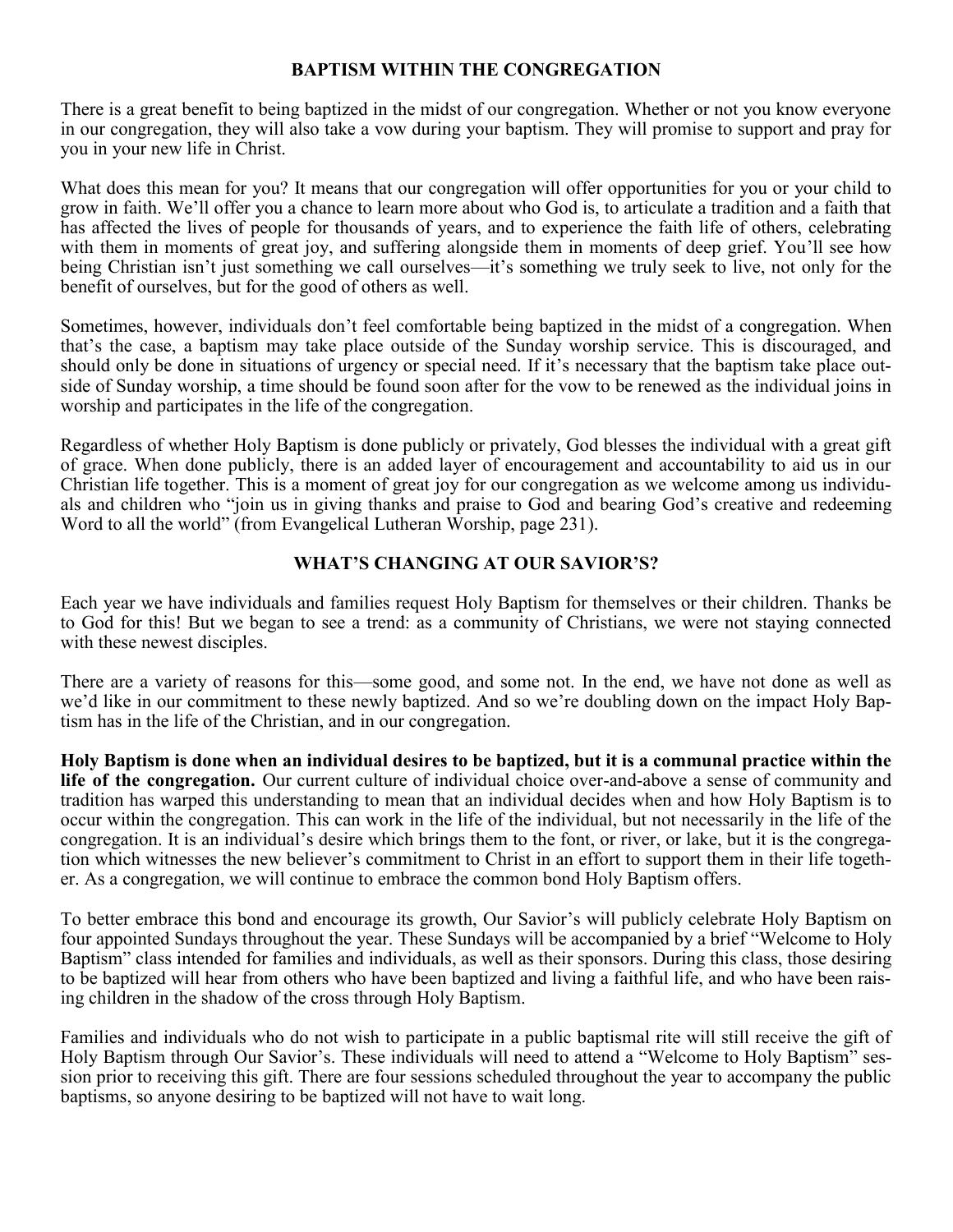## BAPTISM WITHIN THE CONGREGATION

There is a great benefit to being baptized in the midst of our congregation. Whether or not you know everyone in our congregation, they will also take a vow during your baptism. They will promise to support and pray for you in your new life in Christ.

What does this mean for you? It means that our congregation will offer opportunities for you or your child to grow in faith. We'll offer you a chance to learn more about who God is, to articulate a tradition and a faith that has affected the lives of people for thousands of years, and to experience the faith life of others, celebrating with them in moments of great joy, and suffering alongside them in moments of deep grief. You'll see how being Christian isn't just something we call ourselves—it's something we truly seek to live, not only for the benefit of ourselves, but for the good of others as well.

Sometimes, however, individuals don't feel comfortable being baptized in the midst of a congregation. When that's the case, a baptism may take place outside of the Sunday worship service. This is discouraged, and should only be done in situations of urgency or special need. If it's necessary that the baptism take place outside of Sunday worship, a time should be found soon after for the vow to be renewed as the individual joins in worship and participates in the life of the congregation.

Regardless of whether Holy Baptism is done publicly or privately, God blesses the individual with a great gift of grace. When done publicly, there is an added layer of encouragement and accountability to aid us in our Christian life together. This is a moment of great joy for our congregation as we welcome among us individuals and children who "join us in giving thanks and praise to God and bearing God's creative and redeeming Word to all the world" (from Evangelical Lutheran Worship, page 231).

## WHAT'S CHANGING AT OUR SAVIOR'S?

Each year we have individuals and families request Holy Baptism for themselves or their children. Thanks be to God for this! But we began to see a trend: as a community of Christians, we were not staying connected with these newest disciples.

There are a variety of reasons for this—some good, and some not. In the end, we have not done as well as we'd like in our commitment to these newly baptized. And so we're doubling down on the impact Holy Baptism has in the life of the Christian, and in our congregation.

**Holy Baptism is done when an individual desires to be baptized, but it is a communal practice within the life of the congregation.** Our current culture of individual choice over-and-above a sense of community and tradition has warped this understanding to mean that an individual decides when and how Holy Baptism is to occur within the congregation. This can work in the life of the individual, but not necessarily in the life of the congregation. It is an individual's desire which brings them to the font, or river, or lake, but it is the congregation which witnesses the new believer's commitment to Christ in an effort to support them in their life together. As a congregation, we will continue to embrace the common bond Holy Baptism offers.

To better embrace this bond and encourage its growth, Our Savior's will publicly celebrate Holy Baptism on four appointed Sundays throughout the year. These Sundays will be accompanied by a brief "Welcome to Holy Baptism" class intended for families and individuals, as well as their sponsors. During this class, those desiring to be baptized will hear from others who have been baptized and living a faithful life, and who have been raising children in the shadow of the cross through Holy Baptism.

Families and individuals who do not wish to participate in a public baptismal rite will still receive the gift of Holy Baptism through Our Savior's. These individuals will need to attend a "Welcome to Holy Baptism" session prior to receiving this gift. There are four sessions scheduled throughout the year to accompany the public baptisms, so anyone desiring to be baptized will not have to wait long.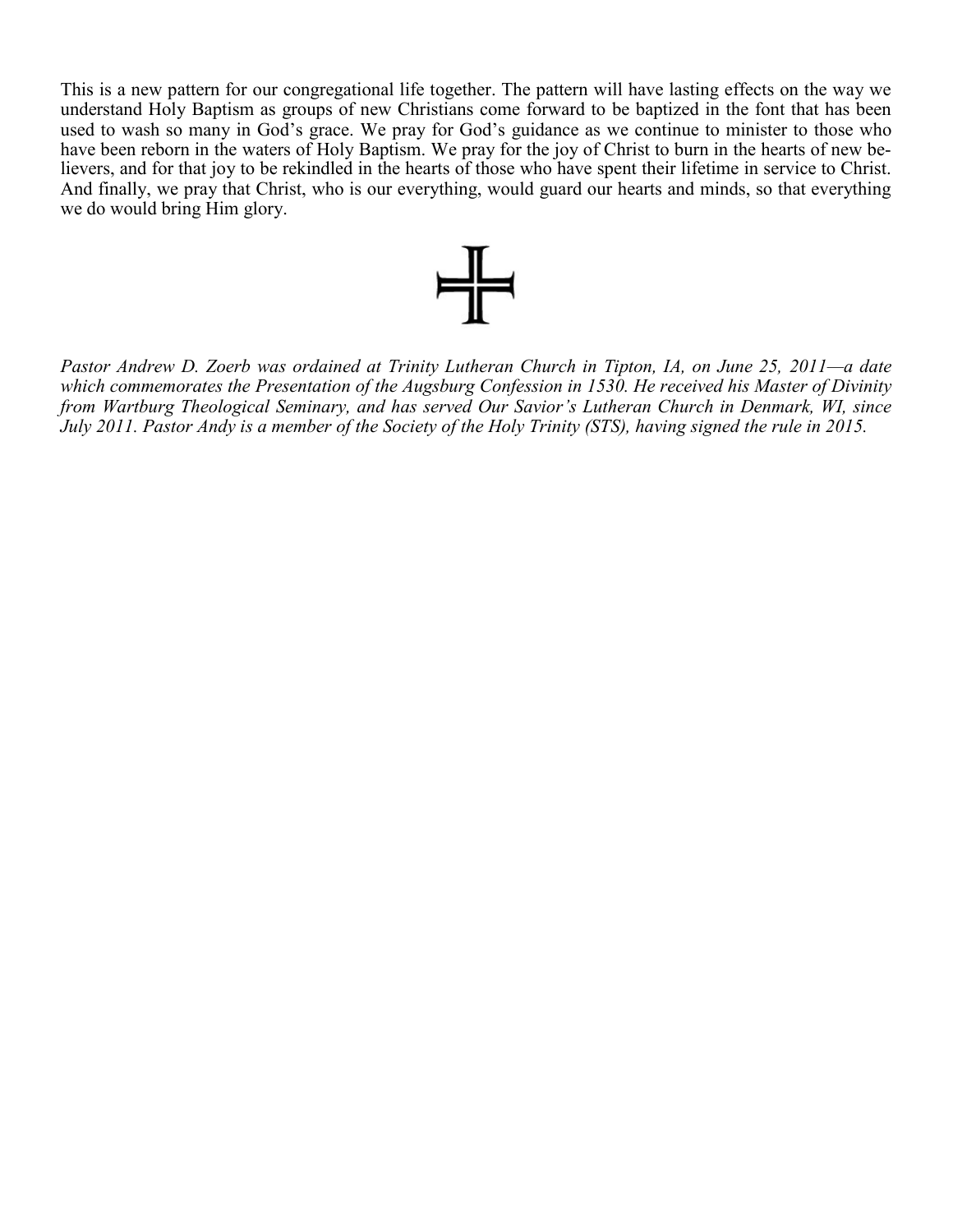This is a new pattern for our congregational life together. The pattern will have lasting effects on the way we understand Holy Baptism as groups of new Christians come forward to be baptized in the font that has been used to wash so many in God's grace. We pray for God's guidance as we continue to minister to those who have been reborn in the waters of Holy Baptism. We pray for the joy of Christ to burn in the hearts of new believers, and for that joy to be rekindled in the hearts of those who have spent their lifetime in service to Christ. And finally, we pray that Christ, who is our everything, would guard our hearts and minds, so that everything we do would bring Him glory.

*Pastor Andrew D. Zoerb was ordained at Trinity Lutheran Church in Tipton, IA, on June 25, 2011—a date which commemorates the Presentation of the Augsburg Confession in 1530. He received his Master of Divinity from Wartburg Theological Seminary, and has served Our Savior's Lutheran Church in Denmark, WI, since July 2011. Pastor Andy is a member of the Society of the Holy Trinity (STS), having signed the rule in 2015.*